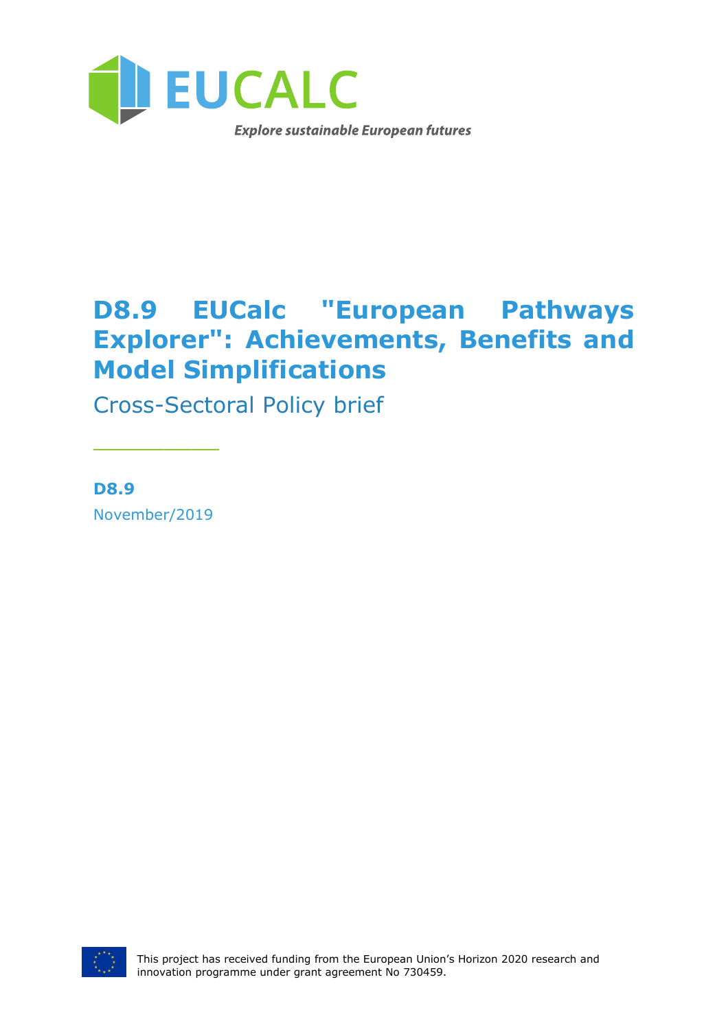EUCALC

*Explore sustainable European futures*

# D8.9 EUCalc "European Pathways Explorer": Achievements, Benefits and Model Simplifications

Cross-Sectoral Policy brief

**D8.9**

November/2019

This project has received funding from the European Union's Horizon 2020 research and innovation programme under grant agreement No 730459.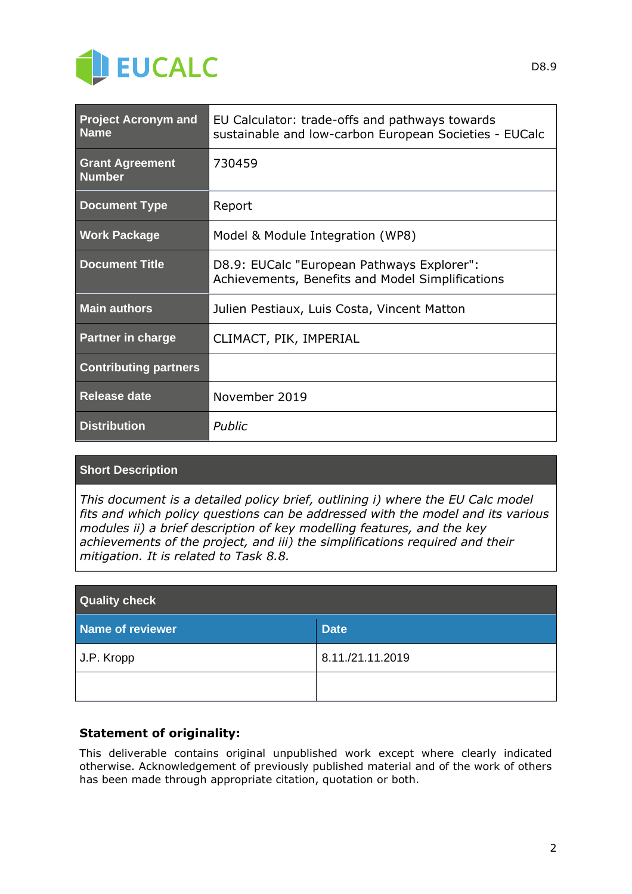| Project Acronym and Name | EU Calculator: trade-offs and pathways towards sustainable and low-carbon European Societies - EUCalc |
|---|---|
| Grant Agreement Number | 730459 |
| Document Type | Report |
| Work Package | Model & Module Integration (WP8) |
| Document Title | D8.9: EUCalc "European Pathways Explorer": Achievements, Benefits and Model Simplifications |
| Main authors | Julien Pestiaux, Luis Costa, Vincent Matton |
| Partner in charge | CLIMACT, PIK, IMPERIAL |
| Contributing partners | |
| Release date | November 2019 |
| Distribution | *Public* |

| Short Description |
|---|
| *This document is a detailed policy brief, outlining i) where the EU Calc model fits and which policy questions can be addressed with the model and its various modules ii) a brief description of key modelling features, and the key achievements of the project, and iii) the simplifications required and their mitigation. It is related to Task 8.8.* |

| Quality check | |
|---|---|
| **Name of reviewer** | **Date** |
| J.P. Kropp | 8.11./21.11.2019 |
| | |

**Statement of originality:**

This deliverable contains original unpublished work except where clearly indicated otherwise. Acknowledgement of previously published material and of the work of others has been made through appropriate citation, quotation or both.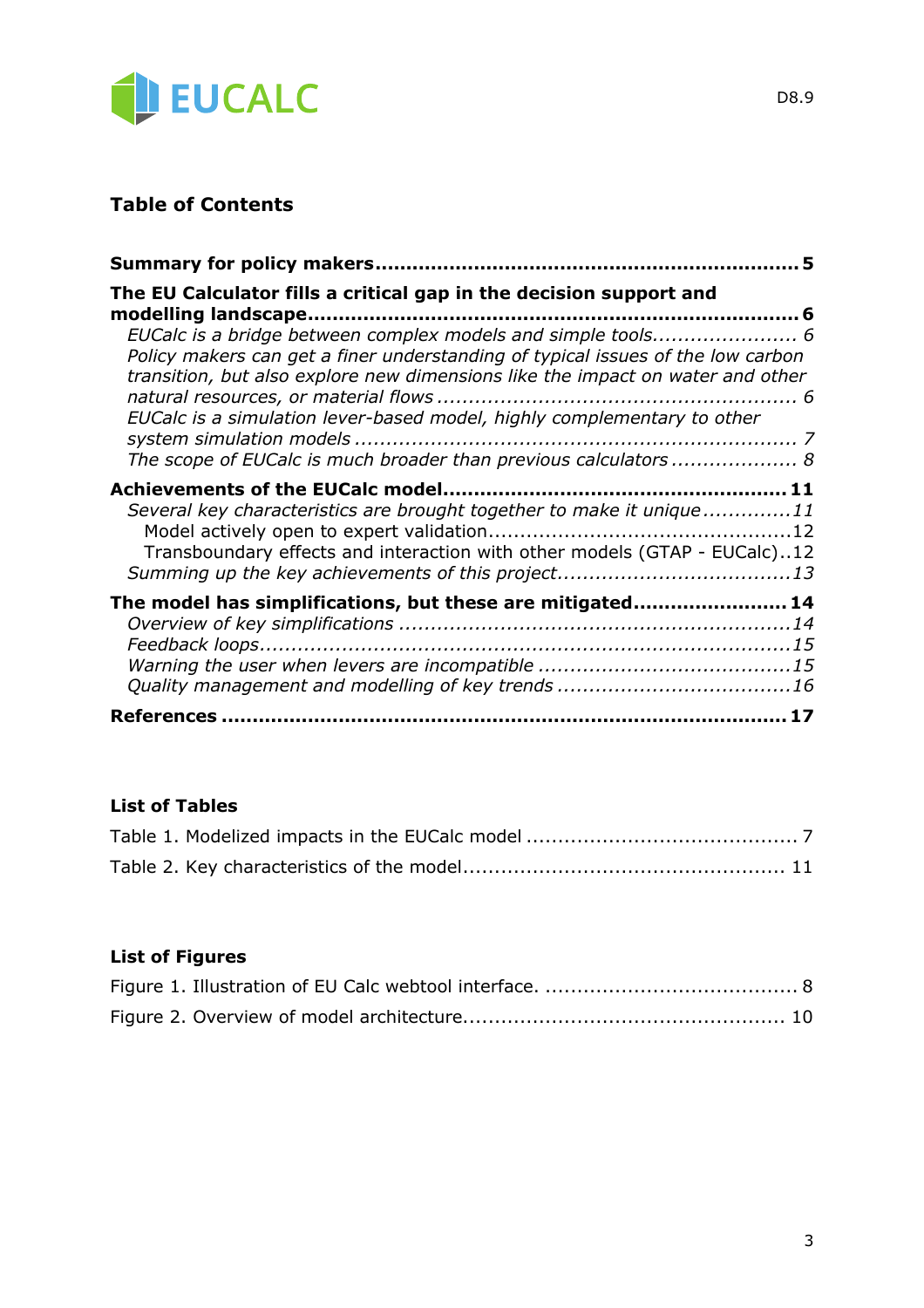## Table of Contents

**Summary for policy makers .................................................................. 5**

**The EU Calculator fills a critical gap in the decision support and modelling landscape ............................................................................ 6**

*EUCalc is a bridge between complex models and simple tools....................... 6*

*Policy makers can get a finer understanding of typical issues of the low carbon transition, but also explore new dimensions like the impact on water and other natural resources, or material flows ......................................................... 6*

*EUCalc is a simulation lever-based model, highly complementary to other system simulation models ..................................................................... 7*

*The scope of EUCalc is much broader than previous calculators .................... 8*

**Achievements of the EUCalc model....................................................... 11**

*Several key characteristics are brought together to make it unique .............11*

Model actively open to expert validation...............................................12

Transboundary effects and interaction with other models (GTAP - EUCalc)..12

*Summing up the key achievements of this project.....................................13*

**The model has simplifications, but these are mitigated........................ 14**

*Overview of key simplifications .............................................................14*

*Feedback loops.....................................................................................15*

*Warning the user when levers are incompatible ........................................15*

*Quality management and modelling of key trends .....................................16*

**References ......................................................................................... 17**

### List of Tables

Table 1. Modelized impacts in the EUCalc model .......................................... 7

Table 2. Key characteristics of the model.................................................. 11

### List of Figures

Figure 1. Illustration of EU Calc webtool interface. ....................................... 8

Figure 2. Overview of model architecture.................................................. 10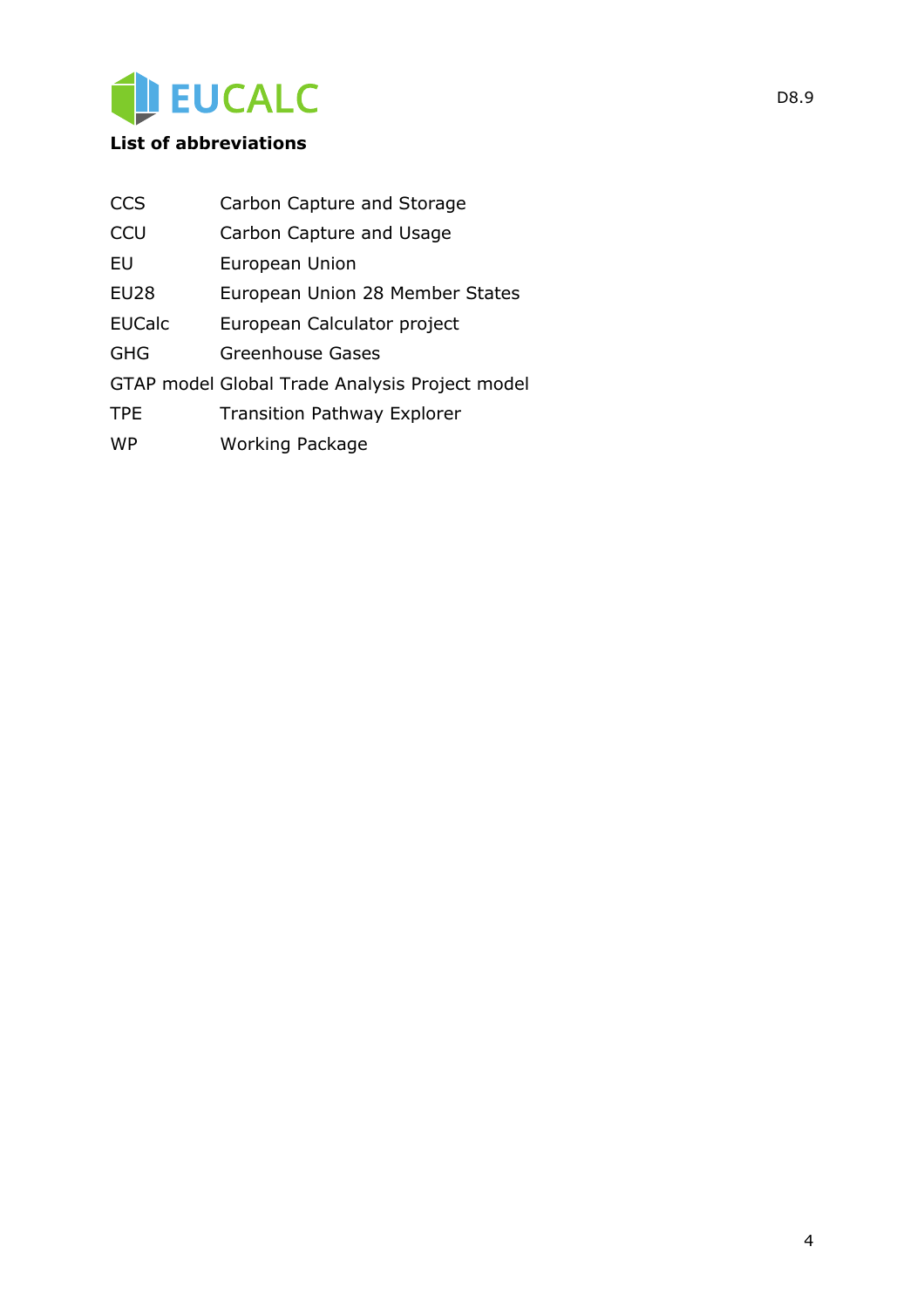**List of abbreviations**

| | |
|---|---|
| CCS | Carbon Capture and Storage |
| CCU | Carbon Capture and Usage |
| EU | European Union |
| EU28 | European Union 28 Member States |
| EUCalc | European Calculator project |
| GHG | Greenhouse Gases |
| GTAP model | Global Trade Analysis Project model |
| TPE | Transition Pathway Explorer |
| WP | Working Package |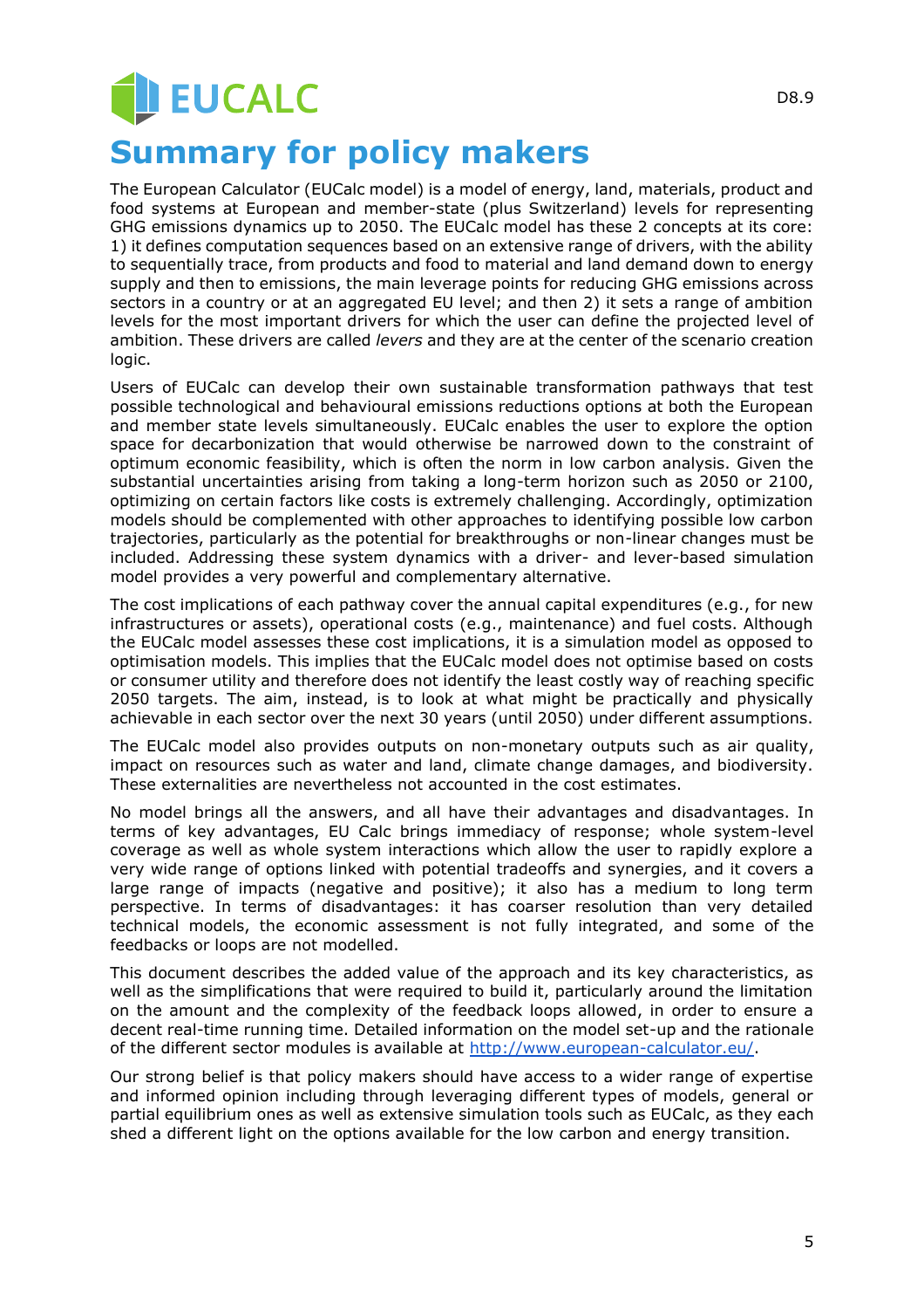# Summary for policy makers

The European Calculator (EUCalc model) is a model of energy, land, materials, product and food systems at European and member-state (plus Switzerland) levels for representing GHG emissions dynamics up to 2050. The EUCalc model has these 2 concepts at its core: 1) it defines computation sequences based on an extensive range of drivers, with the ability to sequentially trace, from products and food to material and land demand down to energy supply and then to emissions, the main leverage points for reducing GHG emissions across sectors in a country or at an aggregated EU level; and then 2) it sets a range of ambition levels for the most important drivers for which the user can define the projected level of ambition. These drivers are called *levers* and they are at the center of the scenario creation logic.

Users of EUCalc can develop their own sustainable transformation pathways that test possible technological and behavioural emissions reductions options at both the European and member state levels simultaneously. EUCalc enables the user to explore the option space for decarbonization that would otherwise be narrowed down to the constraint of optimum economic feasibility, which is often the norm in low carbon analysis. Given the substantial uncertainties arising from taking a long-term horizon such as 2050 or 2100, optimizing on certain factors like costs is extremely challenging. Accordingly, optimization models should be complemented with other approaches to identifying possible low carbon trajectories, particularly as the potential for breakthroughs or non-linear changes must be included. Addressing these system dynamics with a driver- and lever-based simulation model provides a very powerful and complementary alternative.

The cost implications of each pathway cover the annual capital expenditures (e.g., for new infrastructures or assets), operational costs (e.g., maintenance) and fuel costs. Although the EUCalc model assesses these cost implications, it is a simulation model as opposed to optimisation models. This implies that the EUCalc model does not optimise based on costs or consumer utility and therefore does not identify the least costly way of reaching specific 2050 targets. The aim, instead, is to look at what might be practically and physically achievable in each sector over the next 30 years (until 2050) under different assumptions.

The EUCalc model also provides outputs on non-monetary outputs such as air quality, impact on resources such as water and land, climate change damages, and biodiversity. These externalities are nevertheless not accounted in the cost estimates.

No model brings all the answers, and all have their advantages and disadvantages. In terms of key advantages, EU Calc brings immediacy of response; whole system-level coverage as well as whole system interactions which allow the user to rapidly explore a very wide range of options linked with potential tradeoffs and synergies, and it covers a large range of impacts (negative and positive); it also has a medium to long term perspective. In terms of disadvantages: it has coarser resolution than very detailed technical models, the economic assessment is not fully integrated, and some of the feedbacks or loops are not modelled.

This document describes the added value of the approach and its key characteristics, as well as the simplifications that were required to build it, particularly around the limitation on the amount and the complexity of the feedback loops allowed, in order to ensure a decent real-time running time. Detailed information on the model set-up and the rationale of the different sector modules is available at [http://www.european-calculator.eu/](http://www.european-calculator.eu/).

Our strong belief is that policy makers should have access to a wider range of expertise and informed opinion including through leveraging different types of models, general or partial equilibrium ones as well as extensive simulation tools such as EUCalc, as they each shed a different light on the options available for the low carbon and energy transition.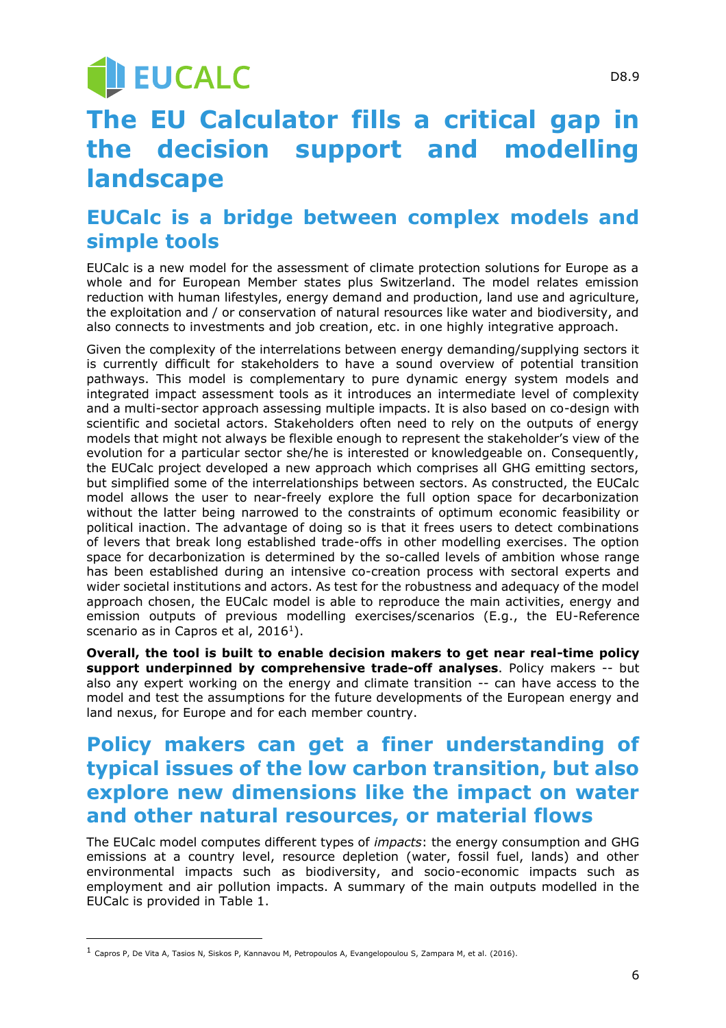# The EU Calculator fills a critical gap in the decision support and modelling landscape

## EUCalc is a bridge between complex models and simple tools

EUCalc is a new model for the assessment of climate protection solutions for Europe as a whole and for European Member states plus Switzerland. The model relates emission reduction with human lifestyles, energy demand and production, land use and agriculture, the exploitation and / or conservation of natural resources like water and biodiversity, and also connects to investments and job creation, etc. in one highly integrative approach.

Given the complexity of the interrelations between energy demanding/supplying sectors it is currently difficult for stakeholders to have a sound overview of potential transition pathways. This model is complementary to pure dynamic energy system models and integrated impact assessment tools as it introduces an intermediate level of complexity and a multi-sector approach assessing multiple impacts. It is also based on co-design with scientific and societal actors. Stakeholders often need to rely on the outputs of energy models that might not always be flexible enough to represent the stakeholder's view of the evolution for a particular sector she/he is interested or knowledgeable on. Consequently, the EUCalc project developed a new approach which comprises all GHG emitting sectors, but simplified some of the interrelationships between sectors. As constructed, the EUCalc model allows the user to near-freely explore the full option space for decarbonization without the latter being narrowed to the constraints of optimum economic feasibility or political inaction. The advantage of doing so is that it frees users to detect combinations of levers that break long established trade-offs in other modelling exercises. The option space for decarbonization is determined by the so-called levels of ambition whose range has been established during an intensive co-creation process with sectoral experts and wider societal institutions and actors. As test for the robustness and adequacy of the model approach chosen, the EUCalc model is able to reproduce the main activities, energy and emission outputs of previous modelling exercises/scenarios (E.g., the EU-Reference scenario as in Capros et al, 2016[1]).

**Overall, the tool is built to enable decision makers to get near real-time policy support underpinned by comprehensive trade-off analyses**. Policy makers -- but also any expert working on the energy and climate transition -- can have access to the model and test the assumptions for the future developments of the European energy and land nexus, for Europe and for each member country.

## Policy makers can get a finer understanding of typical issues of the low carbon transition, but also explore new dimensions like the impact on water and other natural resources, or material flows

The EUCalc model computes different types of *impacts*: the energy consumption and GHG emissions at a country level, resource depletion (water, fossil fuel, lands) and other environmental impacts such as biodiversity, and socio-economic impacts such as employment and air pollution impacts. A summary of the main outputs modelled in the EUCalc is provided in Table 1.

[1] Capros P, De Vita A, Tasios N, Siskos P, Kannavou M, Petropoulos A, Evangelopoulou S, Zampara M, et al. (2016).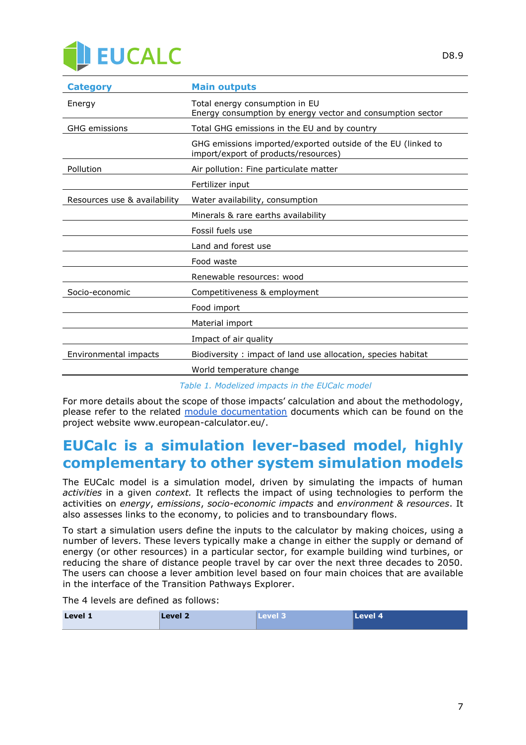| Category | Main outputs |
| --- | --- |
| Energy | Total energy consumption in EU<br>Energy consumption by energy vector and consumption sector |
| GHG emissions | Total GHG emissions in the EU and by country |
| | GHG emissions imported/exported outside of the EU (linked to import/export of products/resources) |
| Pollution | Air pollution: Fine particulate matter |
| | Fertilizer input |
| Resources use & availability | Water availability, consumption |
| | Minerals & rare earths availability |
| | Fossil fuels use |
| | Land and forest use |
| | Food waste |
| | Renewable resources: wood |
| Socio-economic | Competitiveness & employment |
| | Food import |
| | Material import |
| | Impact of air quality |
| Environmental impacts | Biodiversity : impact of land use allocation, species habitat |
| | World temperature change |

Table 1. Modelized impacts in the EUCalc model

For more details about the scope of those impacts' calculation and about the methodology, please refer to the related module documentation documents which can be found on the project website www.european-calculator.eu/.

## EUCalc is a simulation lever-based model, highly complementary to other system simulation models

The EUCalc model is a simulation model, driven by simulating the impacts of human *activities* in a given *context.* It reflects the impact of using technologies to perform the activities on *energy*, *emissions*, *socio-economic impacts* and *environment & resources*. It also assesses links to the economy, to policies and to transboundary flows.

To start a simulation users define the inputs to the calculator by making choices, using a number of levers. These levers typically make a change in either the supply or demand of energy (or other resources) in a particular sector, for example building wind turbines, or reducing the share of distance people travel by car over the next three decades to 2050. The users can choose a lever ambition level based on four main choices that are available in the interface of the Transition Pathways Explorer.

The 4 levels are defined as follows:

| Level 1 | Level 2 | Level 3 | Level 4 |
| --- | --- | --- | --- |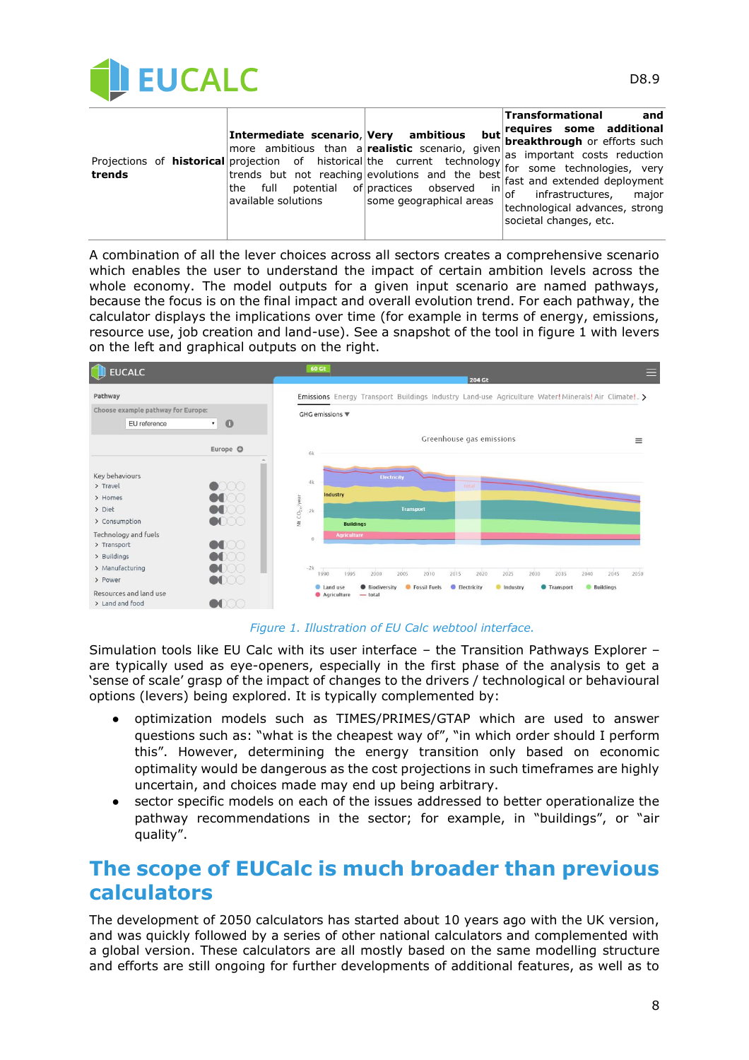| Projections of **historical trends** | **Intermediate scenario**, more ambitious than a projection of historical trends but not reaching the full potential of available solutions | **Very ambitious but realistic** scenario, given the current technology evolutions and the best practices observed in some geographical areas | **Transformational and requires some additional breakthrough** or efforts such as important costs reduction for some technologies, very fast and extended deployment of infrastructures, major technological advances, strong societal changes, etc. |
| --- | --- | --- | --- |

A combination of all the lever choices across all sectors creates a comprehensive scenario which enables the user to understand the impact of certain ambition levels across the whole economy. The model outputs for a given input scenario are named pathways, because the focus is on the final impact and overall evolution trend. For each pathway, the calculator displays the implications over time (for example in terms of energy, emissions, resource use, job creation and land-use). See a snapshot of the tool in figure 1 with levers on the left and graphical outputs on the right.

*Figure 1. Illustration of EU Calc webtool interface.*

Simulation tools like EU Calc with its user interface – the Transition Pathways Explorer – are typically used as eye-openers, especially in the first phase of the analysis to get a 'sense of scale' grasp of the impact of changes to the drivers / technological or behavioural options (levers) being explored. It is typically complemented by:

- optimization models such as TIMES/PRIMES/GTAP which are used to answer questions such as: "what is the cheapest way of", "in which order should I perform this". However, determining the energy transition only based on economic optimality would be dangerous as the cost projections in such timeframes are highly uncertain, and choices made may end up being arbitrary.
- sector specific models on each of the issues addressed to better operationalize the pathway recommendations in the sector; for example, in "buildings", or "air quality".

# The scope of EUCalc is much broader than previous calculators

The development of 2050 calculators has started about 10 years ago with the UK version, and was quickly followed by a series of other national calculators and complemented with a global version. These calculators are all mostly based on the same modelling structure and efforts are still ongoing for further developments of additional features, as well as to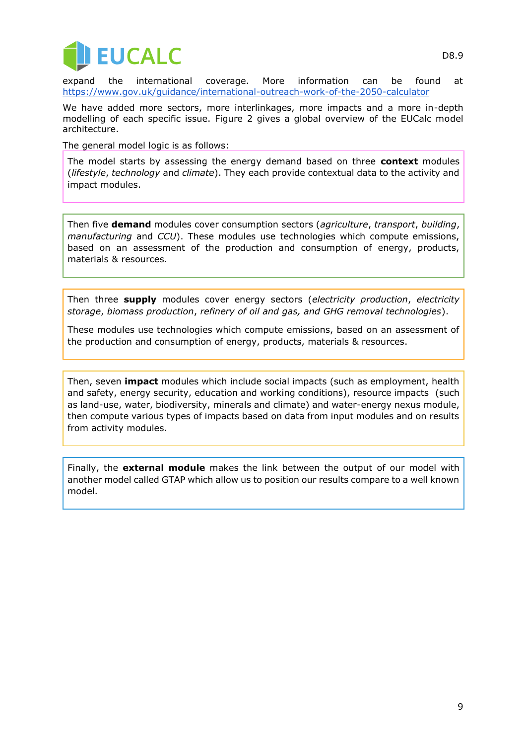expand the international coverage. More information can be found at https://www.gov.uk/guidance/international-outreach-work-of-the-2050-calculator

We have added more sectors, more interlinkages, more impacts and a more in-depth modelling of each specific issue. Figure 2 gives a global overview of the EUCalc model architecture.

The general model logic is as follows:

The model starts by assessing the energy demand based on three **context** modules (*lifestyle*, *technology* and *climate*). They each provide contextual data to the activity and impact modules.

Then five **demand** modules cover consumption sectors (*agriculture*, *transport*, *building*, *manufacturing* and *CCU*). These modules use technologies which compute emissions, based on an assessment of the production and consumption of energy, products, materials & resources.

Then three **supply** modules cover energy sectors (*electricity production*, *electricity storage*, *biomass production*, *refinery of oil and gas, and GHG removal technologies*).

These modules use technologies which compute emissions, based on an assessment of the production and consumption of energy, products, materials & resources.

Then, seven **impact** modules which include social impacts (such as employment, health and safety, energy security, education and working conditions), resource impacts (such as land-use, water, biodiversity, minerals and climate) and water-energy nexus module, then compute various types of impacts based on data from input modules and on results from activity modules.

Finally, the **external module** makes the link between the output of our model with another model called GTAP which allow us to position our results compare to a well known model.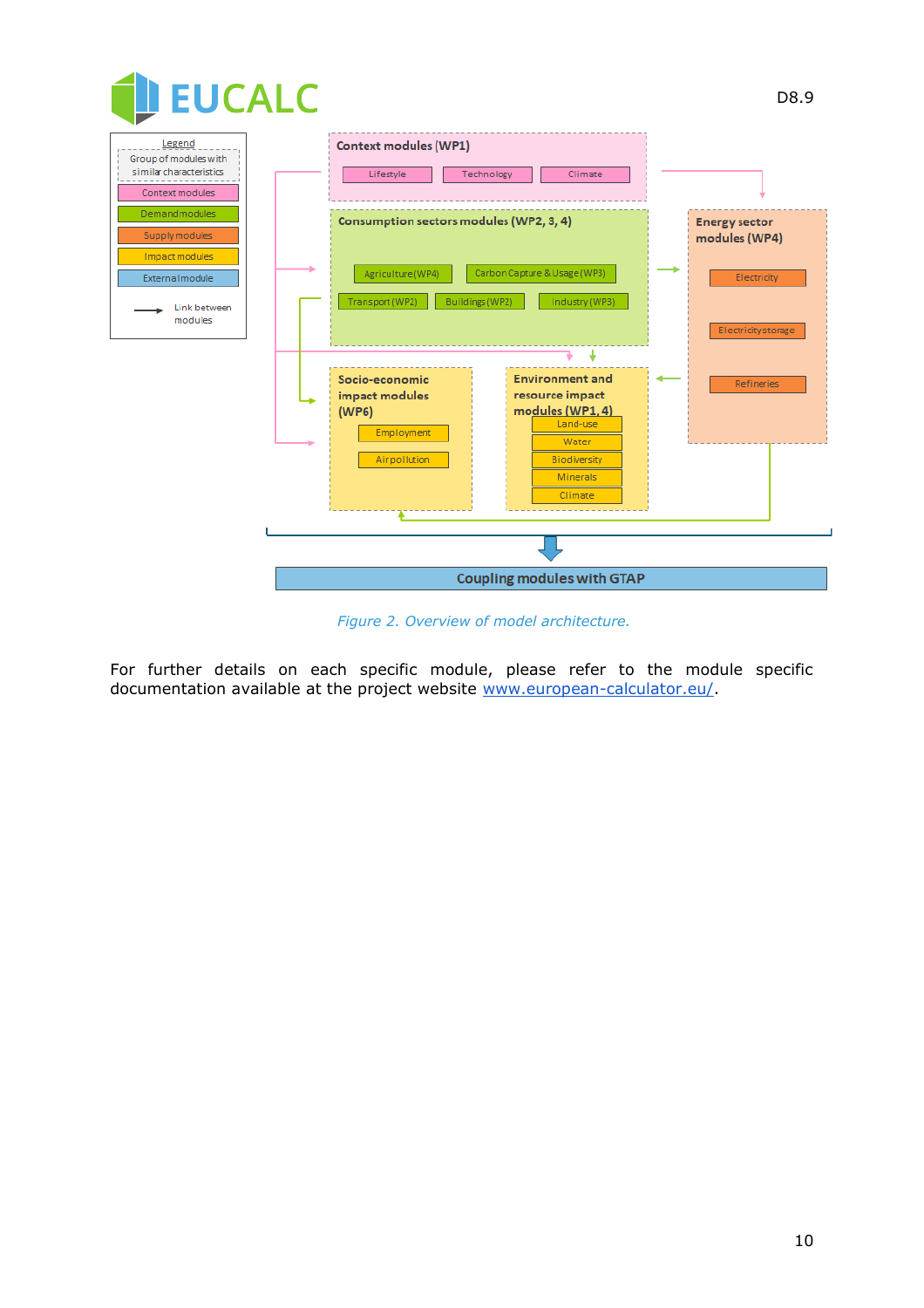Figure 2. Overview of model architecture.

For further details on each specific module, please refer to the module specific documentation available at the project website [www.european-calculator.eu/](http://www.european-calculator.eu/).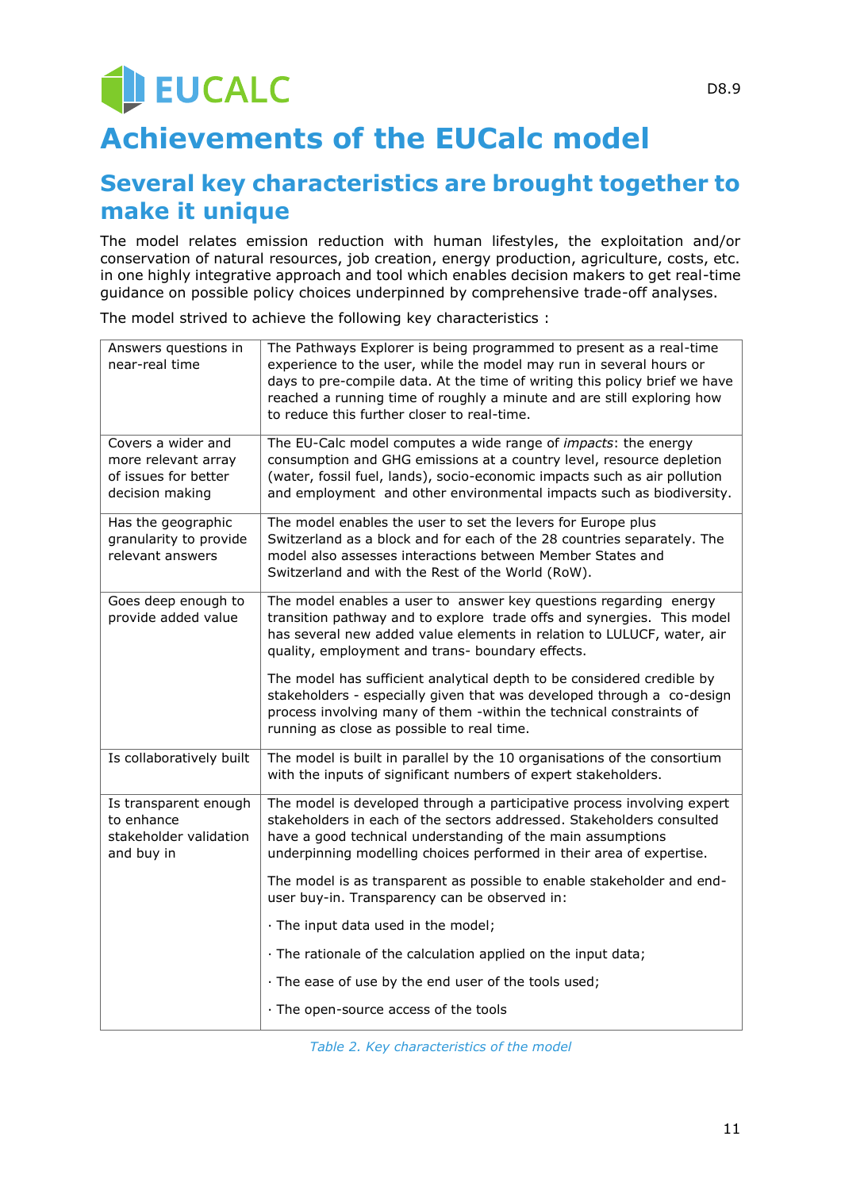# Achievements of the EUCalc model

## Several key characteristics are brought together to make it unique

The model relates emission reduction with human lifestyles, the exploitation and/or conservation of natural resources, job creation, energy production, agriculture, costs, etc. in one highly integrative approach and tool which enables decision makers to get real-time guidance on possible policy choices underpinned by comprehensive trade-off analyses.

The model strived to achieve the following key characteristics :

| | |
|---|---|
| Answers questions in near-real time | The Pathways Explorer is being programmed to present as a real-time experience to the user, while the model may run in several hours or days to pre-compile data. At the time of writing this policy brief we have reached a running time of roughly a minute and are still exploring how to reduce this further closer to real-time. |
| Covers a wider and more relevant array of issues for better decision making | The EU-Calc model computes a wide range of *impacts*: the energy consumption and GHG emissions at a country level, resource depletion (water, fossil fuel, lands), socio-economic impacts such as air pollution and employment and other environmental impacts such as biodiversity. |
| Has the geographic granularity to provide relevant answers | The model enables the user to set the levers for Europe plus Switzerland as a block and for each of the 28 countries separately. The model also assesses interactions between Member States and Switzerland and with the Rest of the World (RoW). |
| Goes deep enough to provide added value | The model enables a user to answer key questions regarding energy transition pathway and to explore trade offs and synergies. This model has several new added value elements in relation to LULUCF, water, air quality, employment and trans- boundary effects.<br><br>The model has sufficient analytical depth to be considered credible by stakeholders - especially given that was developed through a co-design process involving many of them -within the technical constraints of running as close as possible to real time. |
| Is collaboratively built | The model is built in parallel by the 10 organisations of the consortium with the inputs of significant numbers of expert stakeholders. |
| Is transparent enough to enhance stakeholder validation and buy in | The model is developed through a participative process involving expert stakeholders in each of the sectors addressed. Stakeholders consulted have a good technical understanding of the main assumptions underpinning modelling choices performed in their area of expertise.<br><br>The model is as transparent as possible to enable stakeholder and end-user buy-in. Transparency can be observed in:<br><br>· The input data used in the model;<br><br>· The rationale of the calculation applied on the input data;<br><br>· The ease of use by the end user of the tools used;<br><br>· The open-source access of the tools |

*Table 2. Key characteristics of the model*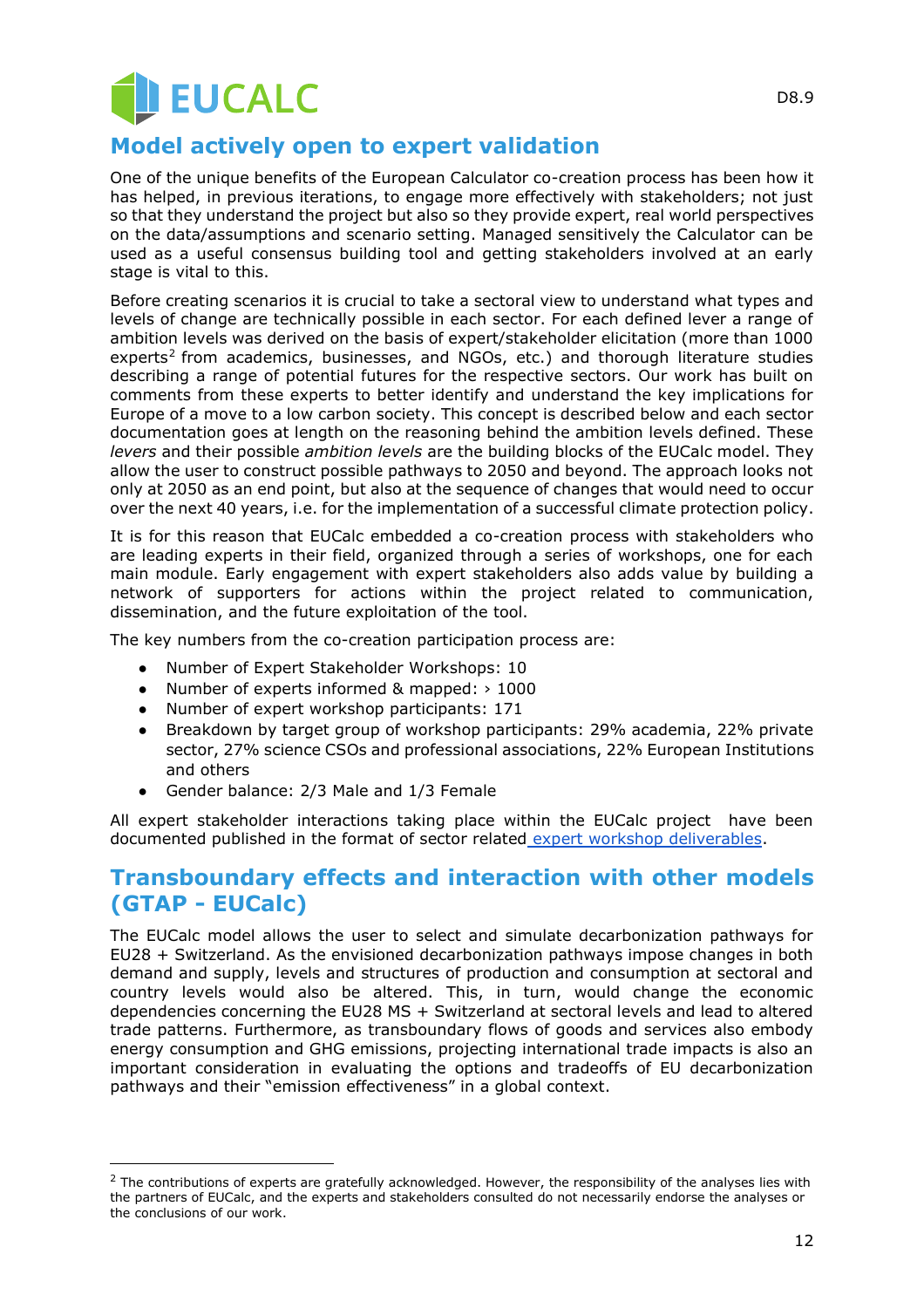## Model actively open to expert validation

One of the unique benefits of the European Calculator co-creation process has been how it has helped, in previous iterations, to engage more effectively with stakeholders; not just so that they understand the project but also so they provide expert, real world perspectives on the data/assumptions and scenario setting. Managed sensitively the Calculator can be used as a useful consensus building tool and getting stakeholders involved at an early stage is vital to this.

Before creating scenarios it is crucial to take a sectoral view to understand what types and levels of change are technically possible in each sector. For each defined lever a range of ambition levels was derived on the basis of expert/stakeholder elicitation (more than 1000 experts[2] from academics, businesses, and NGOs, etc.) and thorough literature studies describing a range of potential futures for the respective sectors. Our work has built on comments from these experts to better identify and understand the key implications for Europe of a move to a low carbon society. This concept is described below and each sector documentation goes at length on the reasoning behind the ambition levels defined. These *levers* and their possible *ambition levels* are the building blocks of the EUCalc model. They allow the user to construct possible pathways to 2050 and beyond. The approach looks not only at 2050 as an end point, but also at the sequence of changes that would need to occur over the next 40 years, i.e. for the implementation of a successful climate protection policy.

It is for this reason that EUCalc embedded a co-creation process with stakeholders who are leading experts in their field, organized through a series of workshops, one for each main module. Early engagement with expert stakeholders also adds value by building a network of supporters for actions within the project related to communication, dissemination, and the future exploitation of the tool.

The key numbers from the co-creation participation process are:

- Number of Expert Stakeholder Workshops: 10
- Number of experts informed & mapped: › 1000
- Number of expert workshop participants: 171
- Breakdown by target group of workshop participants: 29% academia, 22% private sector, 27% science CSOs and professional associations, 22% European Institutions and others
- Gender balance: 2/3 Male and 1/3 Female

All expert stakeholder interactions taking place within the EUCalc project have been documented published in the format of sector related expert workshop deliverables.

## Transboundary effects and interaction with other models (GTAP - EUCalc)

The EUCalc model allows the user to select and simulate decarbonization pathways for EU28 + Switzerland. As the envisioned decarbonization pathways impose changes in both demand and supply, levels and structures of production and consumption at sectoral and country levels would also be altered. This, in turn, would change the economic dependencies concerning the EU28 MS + Switzerland at sectoral levels and lead to altered trade patterns. Furthermore, as transboundary flows of goods and services also embody energy consumption and GHG emissions, projecting international trade impacts is also an important consideration in evaluating the options and tradeoffs of EU decarbonization pathways and their "emission effectiveness" in a global context.

[2] The contributions of experts are gratefully acknowledged. However, the responsibility of the analyses lies with the partners of EUCalc, and the experts and stakeholders consulted do not necessarily endorse the analyses or the conclusions of our work.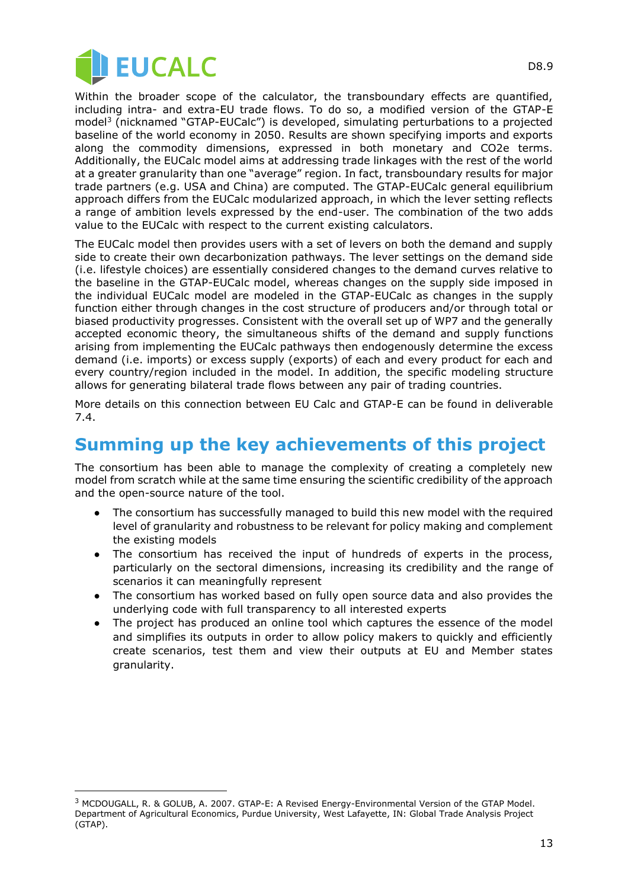Within the broader scope of the calculator, the transboundary effects are quantified, including intra- and extra-EU trade flows. To do so, a modified version of the GTAP-E model[3] (nicknamed "GTAP-EUCalc") is developed, simulating perturbations to a projected baseline of the world economy in 2050. Results are shown specifying imports and exports along the commodity dimensions, expressed in both monetary and CO2e terms. Additionally, the EUCalc model aims at addressing trade linkages with the rest of the world at a greater granularity than one "average" region. In fact, transboundary results for major trade partners (e.g. USA and China) are computed. The GTAP-EUCalc general equilibrium approach differs from the EUCalc modularized approach, in which the lever setting reflects a range of ambition levels expressed by the end-user. The combination of the two adds value to the EUCalc with respect to the current existing calculators.

The EUCalc model then provides users with a set of levers on both the demand and supply side to create their own decarbonization pathways. The lever settings on the demand side (i.e. lifestyle choices) are essentially considered changes to the demand curves relative to the baseline in the GTAP-EUCalc model, whereas changes on the supply side imposed in the individual EUCalc model are modeled in the GTAP-EUCalc as changes in the supply function either through changes in the cost structure of producers and/or through total or biased productivity progresses. Consistent with the overall set up of WP7 and the generally accepted economic theory, the simultaneous shifts of the demand and supply functions arising from implementing the EUCalc pathways then endogenously determine the excess demand (i.e. imports) or excess supply (exports) of each and every product for each and every country/region included in the model. In addition, the specific modeling structure allows for generating bilateral trade flows between any pair of trading countries.

More details on this connection between EU Calc and GTAP-E can be found in deliverable 7.4.

# Summing up the key achievements of this project

The consortium has been able to manage the complexity of creating a completely new model from scratch while at the same time ensuring the scientific credibility of the approach and the open-source nature of the tool.

- The consortium has successfully managed to build this new model with the required level of granularity and robustness to be relevant for policy making and complement the existing models
- The consortium has received the input of hundreds of experts in the process, particularly on the sectoral dimensions, increasing its credibility and the range of scenarios it can meaningfully represent
- The consortium has worked based on fully open source data and also provides the underlying code with full transparency to all interested experts
- The project has produced an online tool which captures the essence of the model and simplifies its outputs in order to allow policy makers to quickly and efficiently create scenarios, test them and view their outputs at EU and Member states granularity.

---

[3] MCDOUGALL, R. & GOLUB, A. 2007. GTAP-E: A Revised Energy-Environmental Version of the GTAP Model. Department of Agricultural Economics, Purdue University, West Lafayette, IN: Global Trade Analysis Project (GTAP).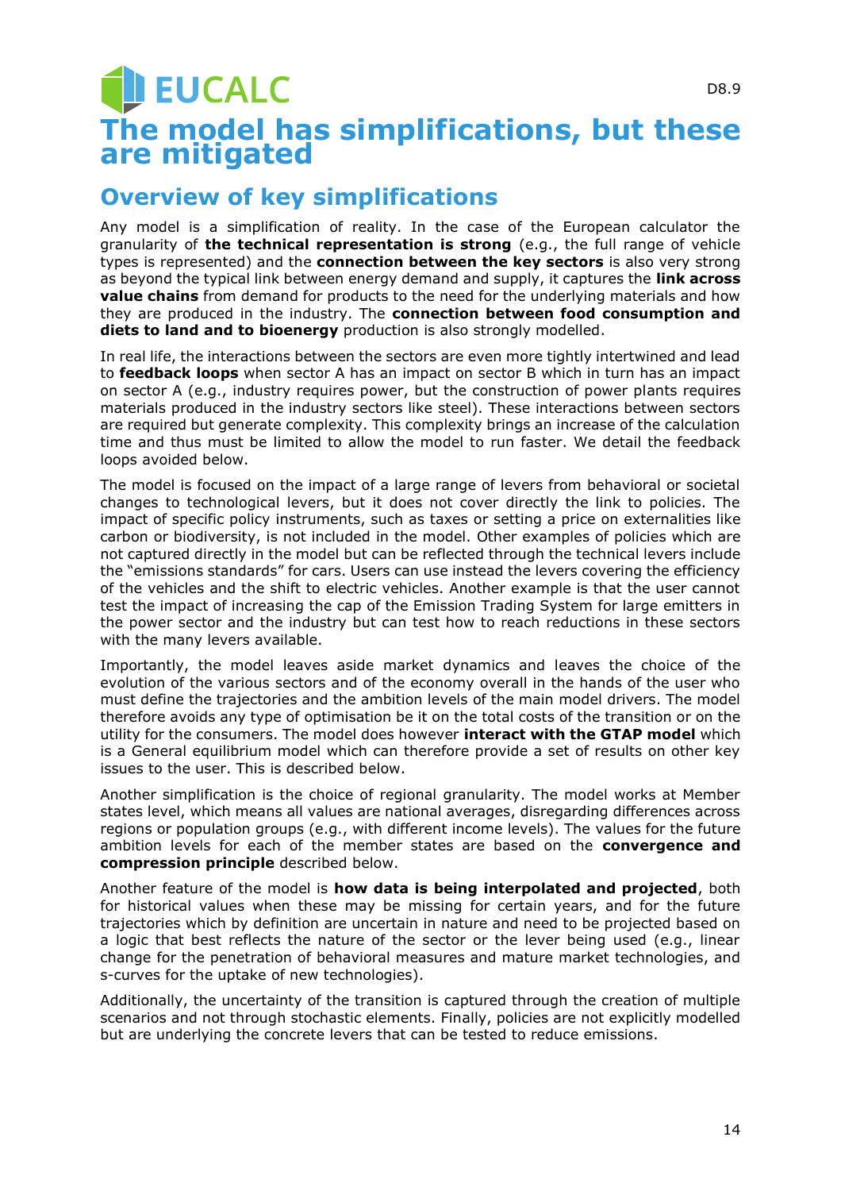# The model has simplifications, but these are mitigated

## Overview of key simplifications

Any model is a simplification of reality. In the case of the European calculator the granularity of **the technical representation is strong** (e.g., the full range of vehicle types is represented) and the **connection between the key sectors** is also very strong as beyond the typical link between energy demand and supply, it captures the **link across value chains** from demand for products to the need for the underlying materials and how they are produced in the industry. The **connection between food consumption and diets to land and to bioenergy** production is also strongly modelled.

In real life, the interactions between the sectors are even more tightly intertwined and lead to **feedback loops** when sector A has an impact on sector B which in turn has an impact on sector A (e.g., industry requires power, but the construction of power plants requires materials produced in the industry sectors like steel). These interactions between sectors are required but generate complexity. This complexity brings an increase of the calculation time and thus must be limited to allow the model to run faster. We detail the feedback loops avoided below.

The model is focused on the impact of a large range of levers from behavioral or societal changes to technological levers, but it does not cover directly the link to policies. The impact of specific policy instruments, such as taxes or setting a price on externalities like carbon or biodiversity, is not included in the model. Other examples of policies which are not captured directly in the model but can be reflected through the technical levers include the "emissions standards" for cars. Users can use instead the levers covering the efficiency of the vehicles and the shift to electric vehicles. Another example is that the user cannot test the impact of increasing the cap of the Emission Trading System for large emitters in the power sector and the industry but can test how to reach reductions in these sectors with the many levers available.

Importantly, the model leaves aside market dynamics and leaves the choice of the evolution of the various sectors and of the economy overall in the hands of the user who must define the trajectories and the ambition levels of the main model drivers. The model therefore avoids any type of optimisation be it on the total costs of the transition or on the utility for the consumers. The model does however **interact with the GTAP model** which is a General equilibrium model which can therefore provide a set of results on other key issues to the user. This is described below.

Another simplification is the choice of regional granularity. The model works at Member states level, which means all values are national averages, disregarding differences across regions or population groups (e.g., with different income levels). The values for the future ambition levels for each of the member states are based on the **convergence and compression principle** described below.

Another feature of the model is **how data is being interpolated and projected**, both for historical values when these may be missing for certain years, and for the future trajectories which by definition are uncertain in nature and need to be projected based on a logic that best reflects the nature of the sector or the lever being used (e.g., linear change for the penetration of behavioral measures and mature market technologies, and s-curves for the uptake of new technologies).

Additionally, the uncertainty of the transition is captured through the creation of multiple scenarios and not through stochastic elements. Finally, policies are not explicitly modelled but are underlying the concrete levers that can be tested to reduce emissions.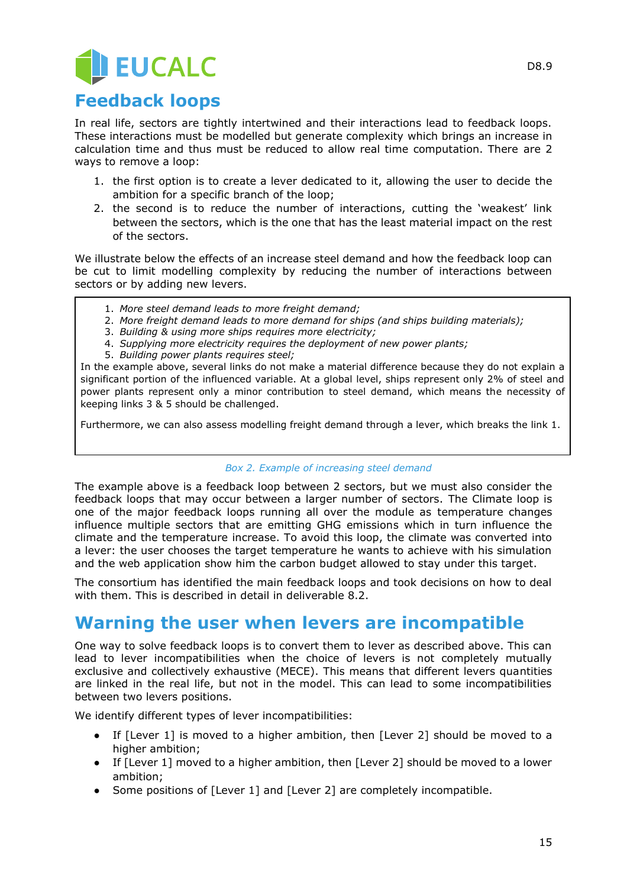## Feedback loops

In real life, sectors are tightly intertwined and their interactions lead to feedback loops. These interactions must be modelled but generate complexity which brings an increase in calculation time and thus must be reduced to allow real time computation. There are 2 ways to remove a loop:

1. the first option is to create a lever dedicated to it, allowing the user to decide the ambition for a specific branch of the loop;
2. the second is to reduce the number of interactions, cutting the 'weakest' link between the sectors, which is the one that has the least material impact on the rest of the sectors.

We illustrate below the effects of an increase steel demand and how the feedback loop can be cut to limit modelling complexity by reducing the number of interactions between sectors or by adding new levers.

> 1. *More steel demand leads to more freight demand;*
> 2. *More freight demand leads to more demand for ships (and ships building materials);*
> 3. *Building & using more ships requires more electricity;*
> 4. *Supplying more electricity requires the deployment of new power plants;*
> 5. *Building power plants requires steel;*
>
> In the example above, several links do not make a material difference because they do not explain a significant portion of the influenced variable. At a global level, ships represent only 2% of steel and power plants represent only a minor contribution to steel demand, which means the necessity of keeping links 3 & 5 should be challenged.
>
> Furthermore, we can also assess modelling freight demand through a lever, which breaks the link 1.

*Box 2. Example of increasing steel demand*

The example above is a feedback loop between 2 sectors, but we must also consider the feedback loops that may occur between a larger number of sectors. The Climate loop is one of the major feedback loops running all over the module as temperature changes influence multiple sectors that are emitting GHG emissions which in turn influence the climate and the temperature increase. To avoid this loop, the climate was converted into a lever: the user chooses the target temperature he wants to achieve with his simulation and the web application show him the carbon budget allowed to stay under this target.

The consortium has identified the main feedback loops and took decisions on how to deal with them. This is described in detail in deliverable 8.2.

## Warning the user when levers are incompatible

One way to solve feedback loops is to convert them to lever as described above. This can lead to lever incompatibilities when the choice of levers is not completely mutually exclusive and collectively exhaustive (MECE). This means that different levers quantities are linked in the real life, but not in the model. This can lead to some incompatibilities between two levers positions.

We identify different types of lever incompatibilities:

- If [Lever 1] is moved to a higher ambition, then [Lever 2] should be moved to a higher ambition;
- If [Lever 1] moved to a higher ambition, then [Lever 2] should be moved to a lower ambition;
- Some positions of [Lever 1] and [Lever 2] are completely incompatible.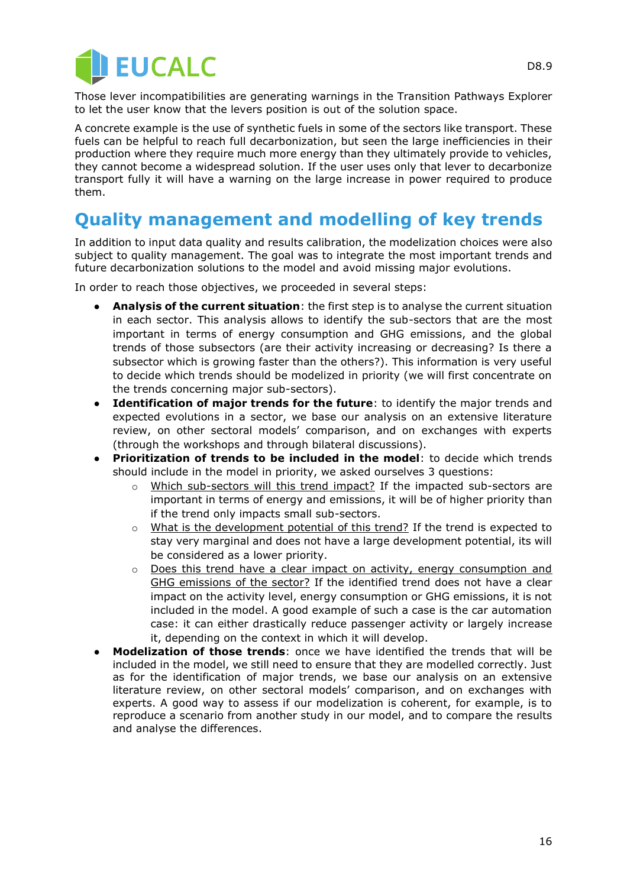Those lever incompatibilities are generating warnings in the Transition Pathways Explorer to let the user know that the levers position is out of the solution space.

A concrete example is the use of synthetic fuels in some of the sectors like transport. These fuels can be helpful to reach full decarbonization, but seen the large inefficiencies in their production where they require much more energy than they ultimately provide to vehicles, they cannot become a widespread solution. If the user uses only that lever to decarbonize transport fully it will have a warning on the large increase in power required to produce them.

# Quality management and modelling of key trends

In addition to input data quality and results calibration, the modelization choices were also subject to quality management. The goal was to integrate the most important trends and future decarbonization solutions to the model and avoid missing major evolutions.

In order to reach those objectives, we proceeded in several steps:

- **Analysis of the current situation**: the first step is to analyse the current situation in each sector. This analysis allows to identify the sub-sectors that are the most important in terms of energy consumption and GHG emissions, and the global trends of those subsectors (are their activity increasing or decreasing? Is there a subsector which is growing faster than the others?). This information is very useful to decide which trends should be modelized in priority (we will first concentrate on the trends concerning major sub-sectors).
- **Identification of major trends for the future**: to identify the major trends and expected evolutions in a sector, we base our analysis on an extensive literature review, on other sectoral models' comparison, and on exchanges with experts (through the workshops and through bilateral discussions).
- **Prioritization of trends to be included in the model**: to decide which trends should include in the model in priority, we asked ourselves 3 questions:
  - Which sub-sectors will this trend impact? If the impacted sub-sectors are important in terms of energy and emissions, it will be of higher priority than if the trend only impacts small sub-sectors.
  - What is the development potential of this trend? If the trend is expected to stay very marginal and does not have a large development potential, its will be considered as a lower priority.
  - Does this trend have a clear impact on activity, energy consumption and GHG emissions of the sector? If the identified trend does not have a clear impact on the activity level, energy consumption or GHG emissions, it is not included in the model. A good example of such a case is the car automation case: it can either drastically reduce passenger activity or largely increase it, depending on the context in which it will develop.
- **Modelization of those trends**: once we have identified the trends that will be included in the model, we still need to ensure that they are modelled correctly. Just as for the identification of major trends, we base our analysis on an extensive literature review, on other sectoral models' comparison, and on exchanges with experts. A good way to assess if our modelization is coherent, for example, is to reproduce a scenario from another study in our model, and to compare the results and analyse the differences.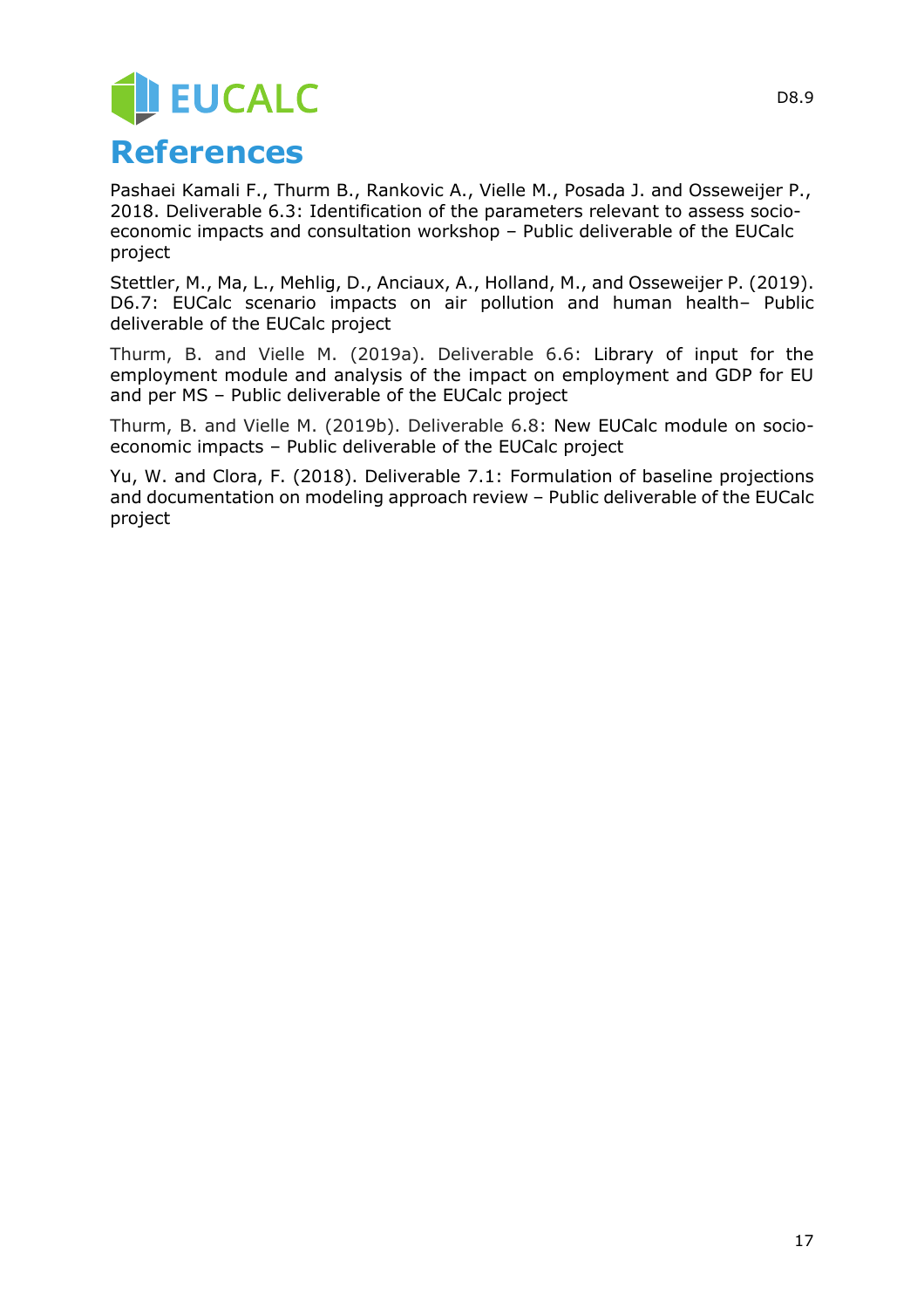# References

Pashaei Kamali F., Thurm B., Rankovic A., Vielle M., Posada J. and Osseweijer P., 2018. Deliverable 6.3: Identification of the parameters relevant to assess socio-economic impacts and consultation workshop – Public deliverable of the EUCalc project

Stettler, M., Ma, L., Mehlig, D., Anciaux, A., Holland, M., and Osseweijer P. (2019). D6.7: EUCalc scenario impacts on air pollution and human health– Public deliverable of the EUCalc project

Thurm, B. and Vielle M. (2019a). Deliverable 6.6: Library of input for the employment module and analysis of the impact on employment and GDP for EU and per MS – Public deliverable of the EUCalc project

Thurm, B. and Vielle M. (2019b). Deliverable 6.8: New EUCalc module on socio-economic impacts – Public deliverable of the EUCalc project

Yu, W. and Clora, F. (2018). Deliverable 7.1: Formulation of baseline projections and documentation on modeling approach review – Public deliverable of the EUCalc project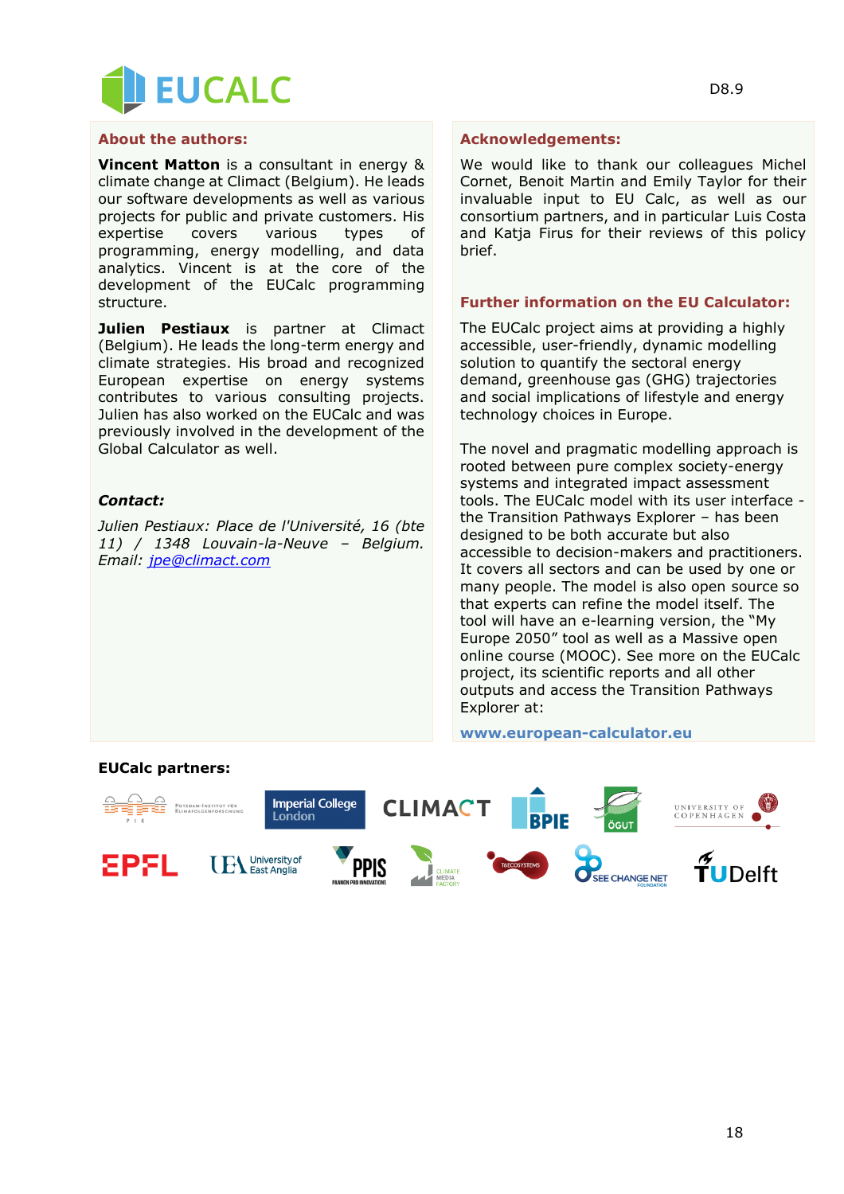## About the authors:

**Vincent Matton** is a consultant in energy & climate change at Climact (Belgium). He leads our software developments as well as various projects for public and private customers. His expertise covers various types of programming, energy modelling, and data analytics. Vincent is at the core of the development of the EUCalc programming structure.

**Julien Pestiaux** is partner at Climact (Belgium). He leads the long-term energy and climate strategies. His broad and recognized European expertise on energy systems contributes to various consulting projects. Julien has also worked on the EUCalc and was previously involved in the development of the Global Calculator as well.

***Contact:***

*Julien Pestiaux: Place de l'Université, 16 (bte 11) / 1348 Louvain-la-Neuve – Belgium. Email: jpe@climact.com*

## Acknowledgements:

We would like to thank our colleagues Michel Cornet, Benoit Martin and Emily Taylor for their invaluable input to EU Calc, as well as our consortium partners, and in particular Luis Costa and Katja Firus for their reviews of this policy brief.

## Further information on the EU Calculator:

The EUCalc project aims at providing a highly accessible, user-friendly, dynamic modelling solution to quantify the sectoral energy demand, greenhouse gas (GHG) trajectories and social implications of lifestyle and energy technology choices in Europe.

The novel and pragmatic modelling approach is rooted between pure complex society-energy systems and integrated impact assessment tools. The EUCalc model with its user interface - the Transition Pathways Explorer – has been designed to be both accurate but also accessible to decision-makers and practitioners. It covers all sectors and can be used by one or many people. The model is also open source so that experts can refine the model itself. The tool will have an e-learning version, the "My Europe 2050" tool as well as a Massive open online course (MOOC). See more on the EUCalc project, its scientific reports and all other outputs and access the Transition Pathways Explorer at:

**www.european-calculator.eu**

**EUCalc partners:**

Potsdam-Institut für Klimafolgenforschung PIK
Imperial College London
CLIMACT
BPIE
ÖGUT
University of Copenhagen
EPFL
UEA University of East Anglia
PPIS Pannon Pro Innovations
Climate Media Factory
T6ECOSYSTEMS
SEE CHANGE NET Foundation
TU Delft